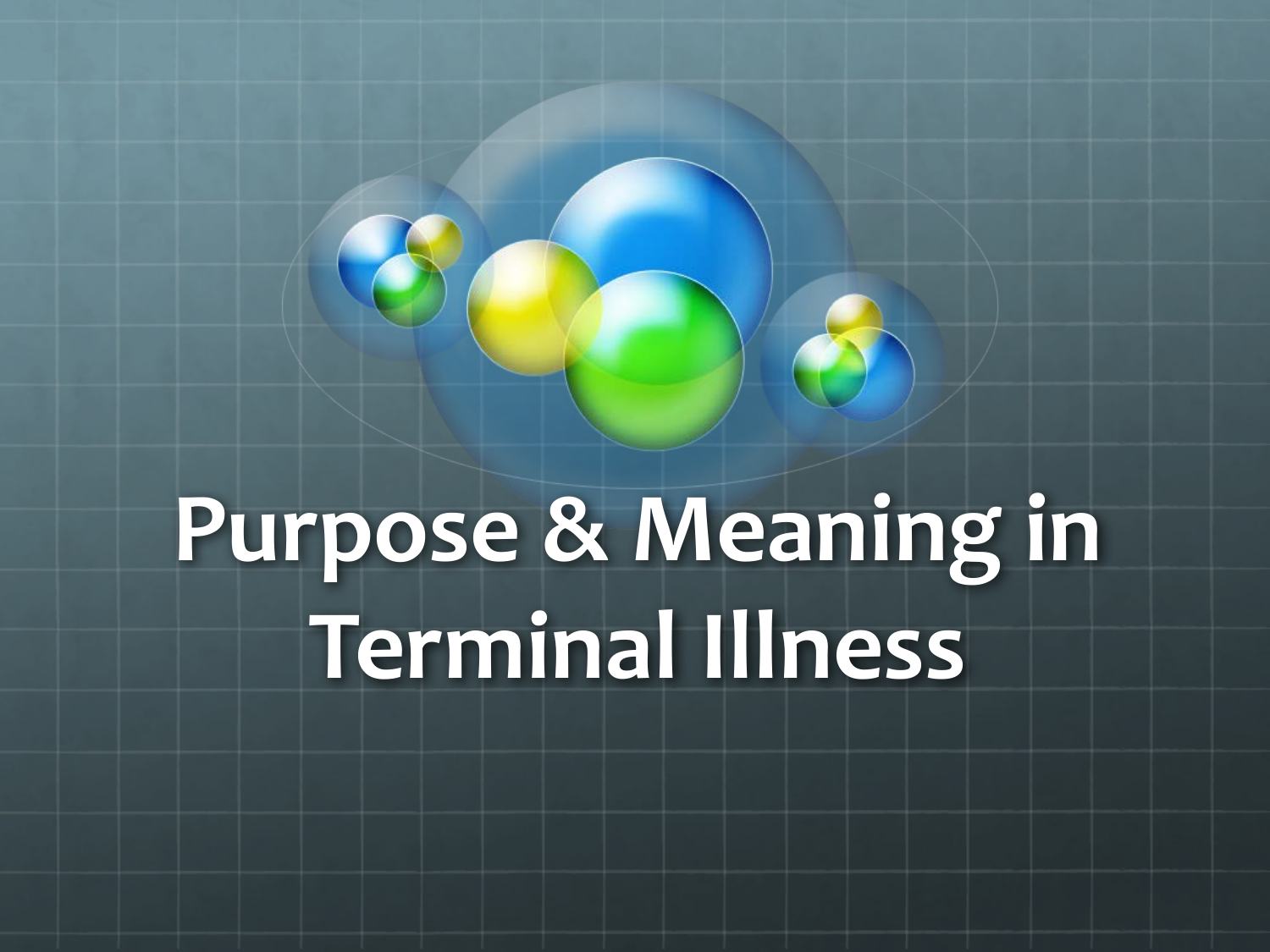# Purpose & Meaning in Terminal Illness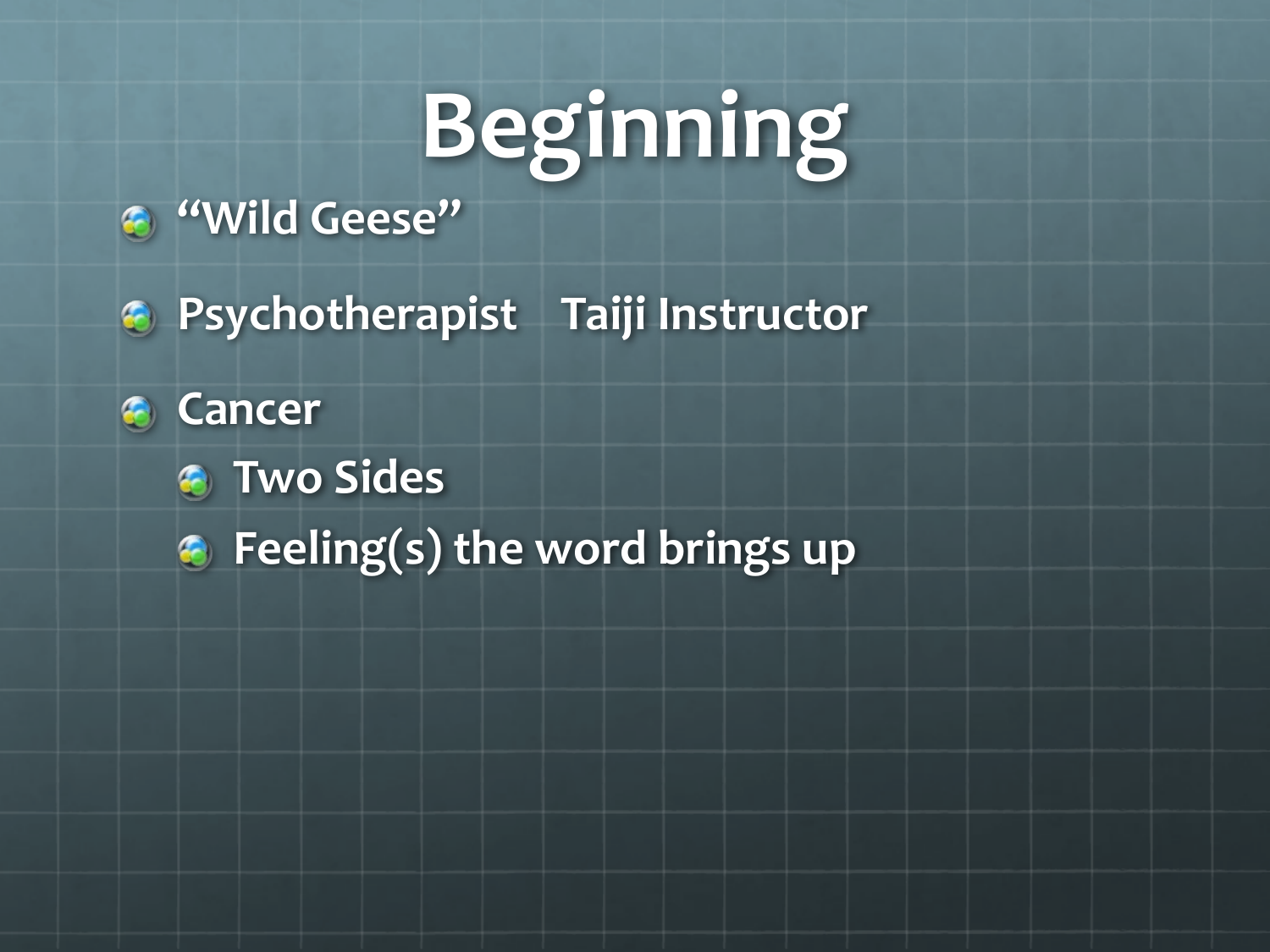# Beginning

- "Wild Geese"
- Psychotherapist  Taiji Instructor
- Cancer
  - Two Sides
  - Feeling(s) the word brings up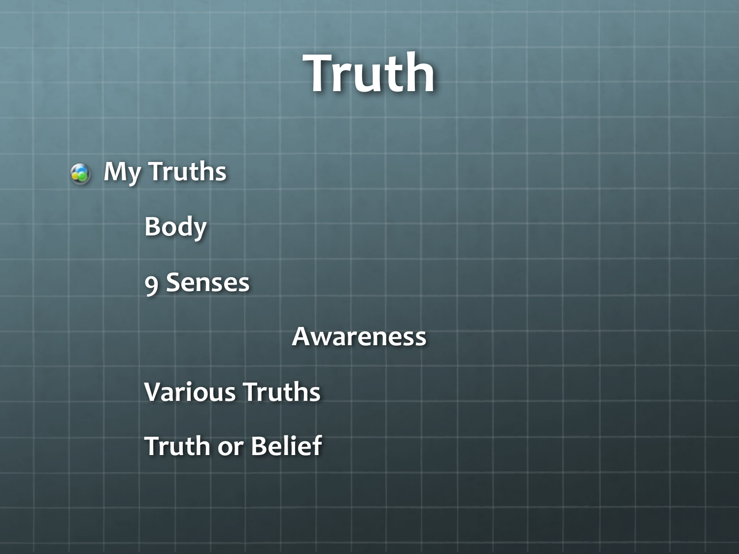# Truth

- My Truths
  - Body
  - 9 Senses
    - Awareness
  - Various Truths
  - Truth or Belief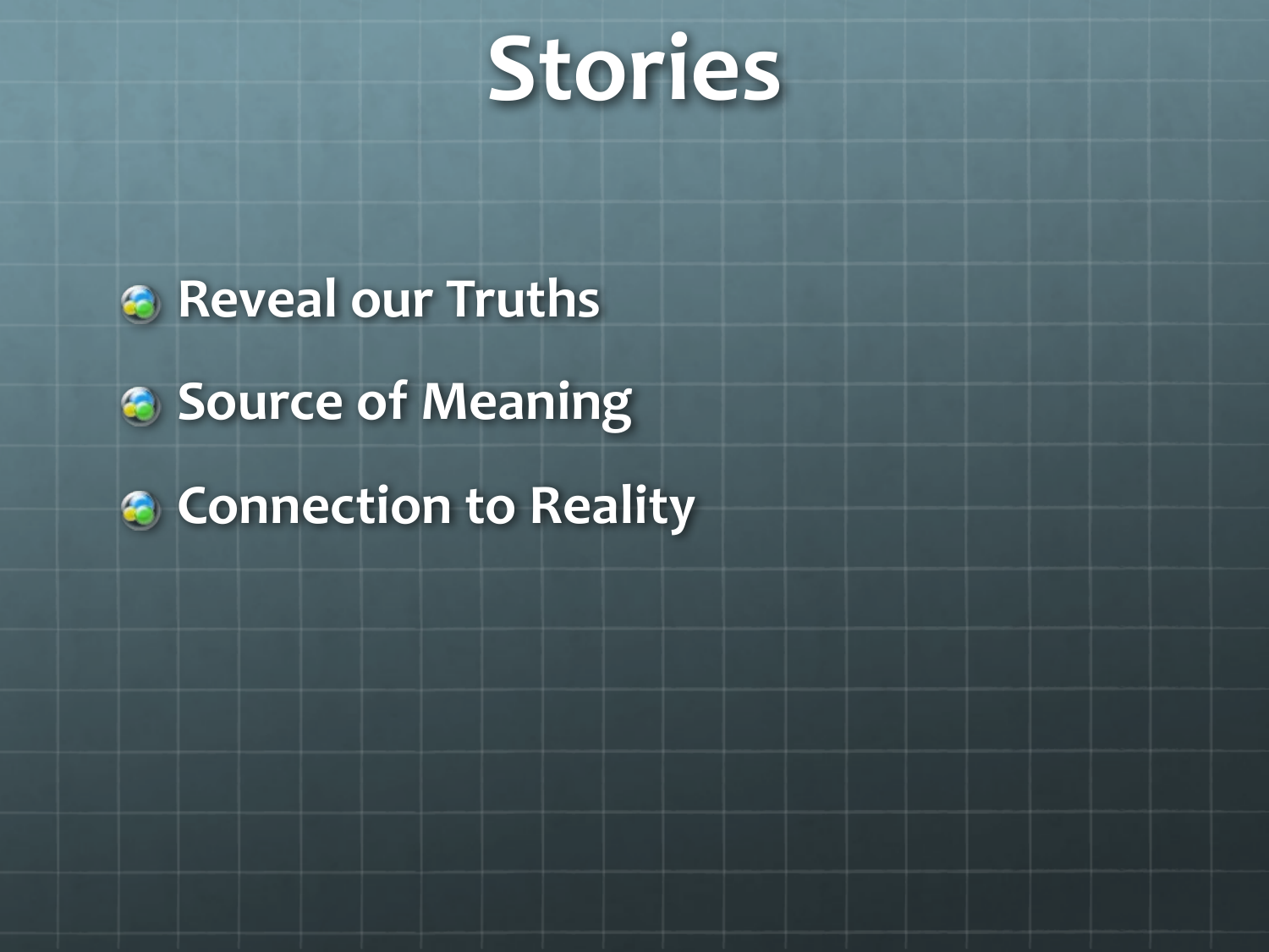# Stories

- Reveal our Truths
- Source of Meaning
- Connection to Reality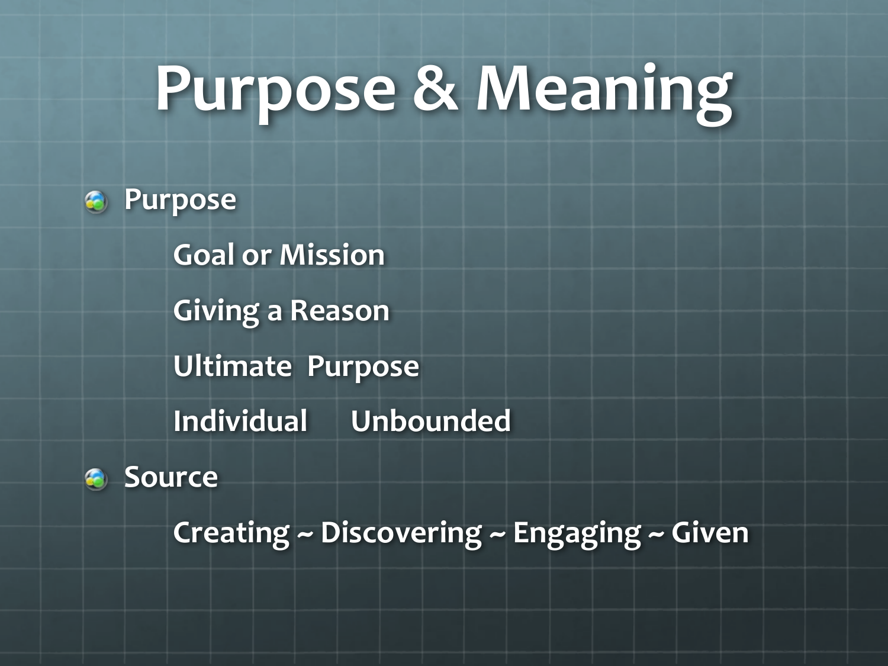# Purpose & Meaning

- Purpose
  - Goal or Mission
  - Giving a Reason
  - Ultimate  Purpose
  - Individual      Unbounded
- Source
  - Creating ~ Discovering ~ Engaging ~ Given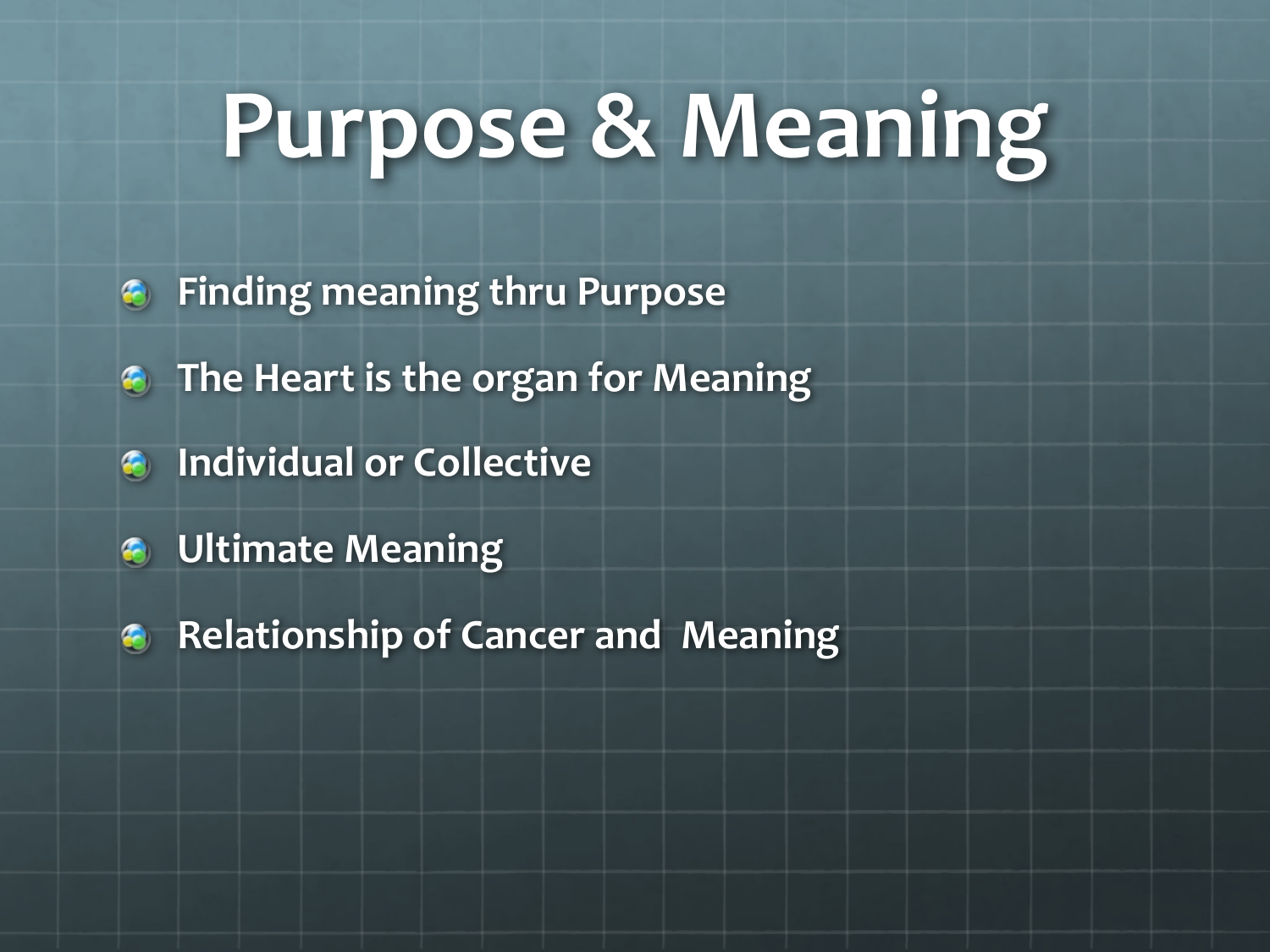# Purpose & Meaning

- Finding meaning thru Purpose
- The Heart is the organ for Meaning
- Individual or Collective
- Ultimate Meaning
- Relationship of Cancer and  Meaning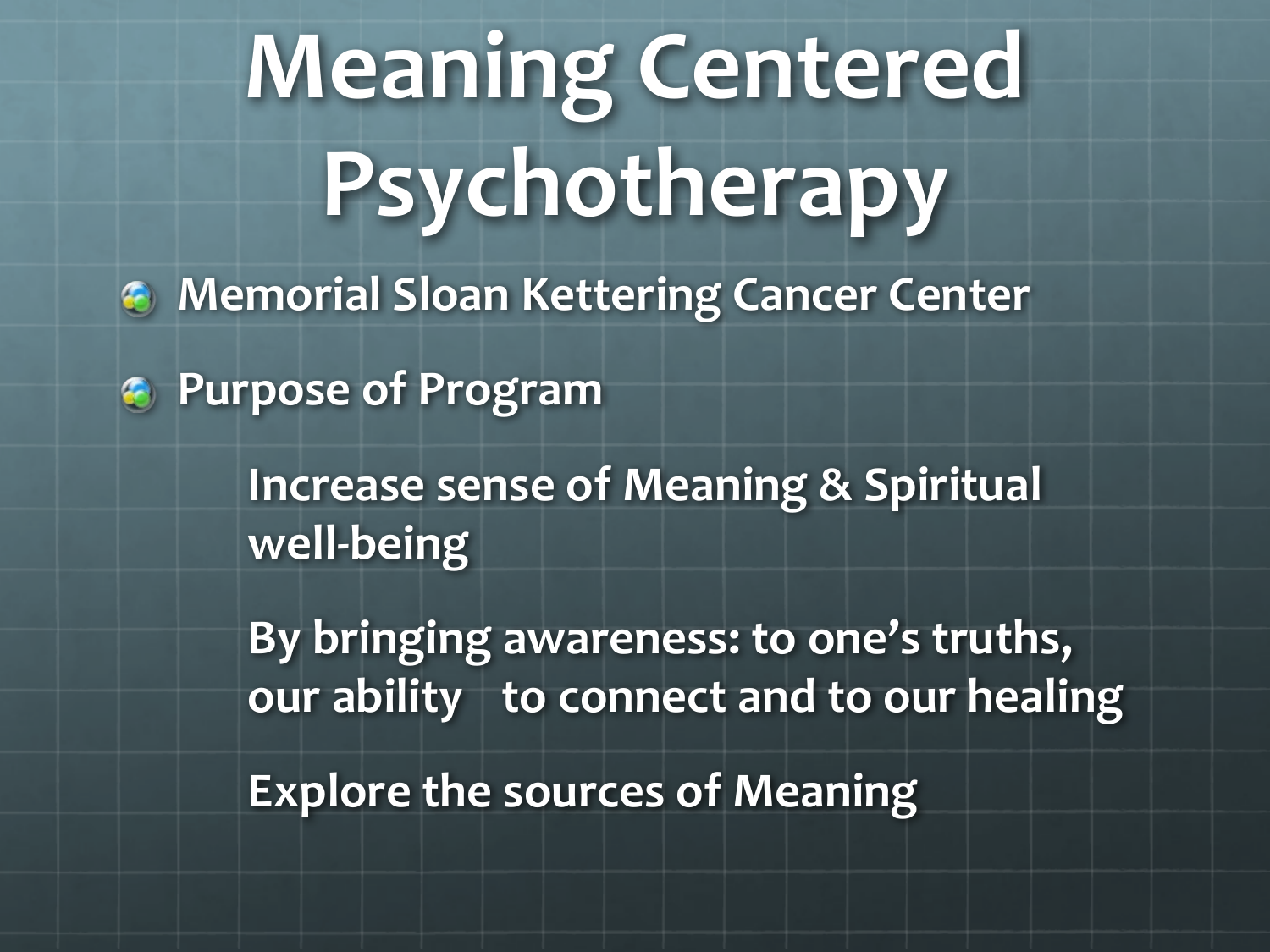# Meaning Centered Psychotherapy

- Memorial Sloan Kettering Cancer Center
- Purpose of Program

  Increase sense of Meaning & Spiritual well-being

  By bringing awareness: to one's truths, our ability to connect and to our healing

  Explore the sources of Meaning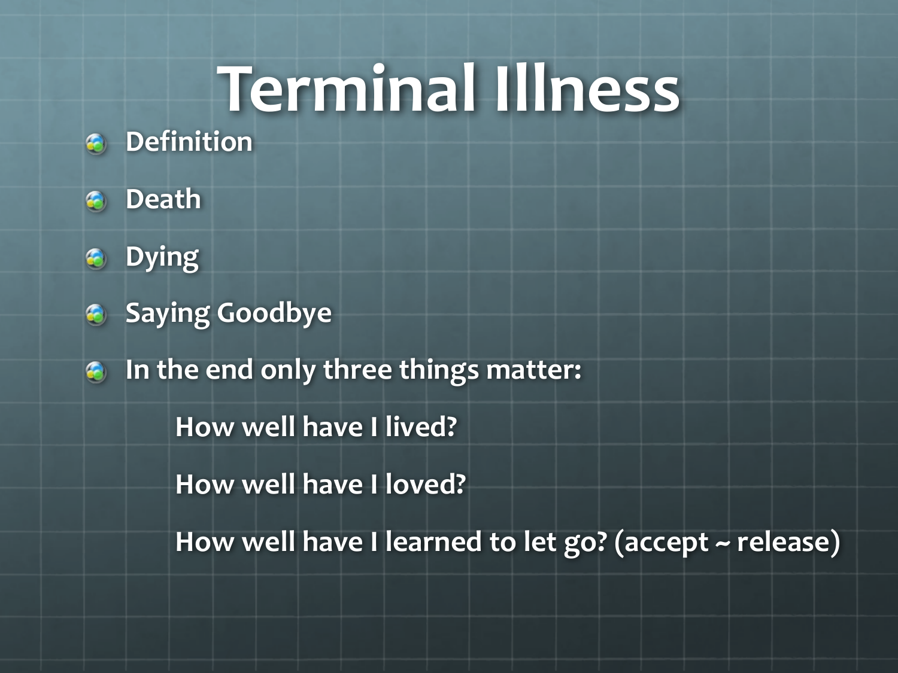# Terminal Illness

- Definition
- Death
- Dying
- Saying Goodbye
- In the end only three things matter:
  - How well have I lived?
  - How well have I loved?
  - How well have I learned to let go? (accept ~ release)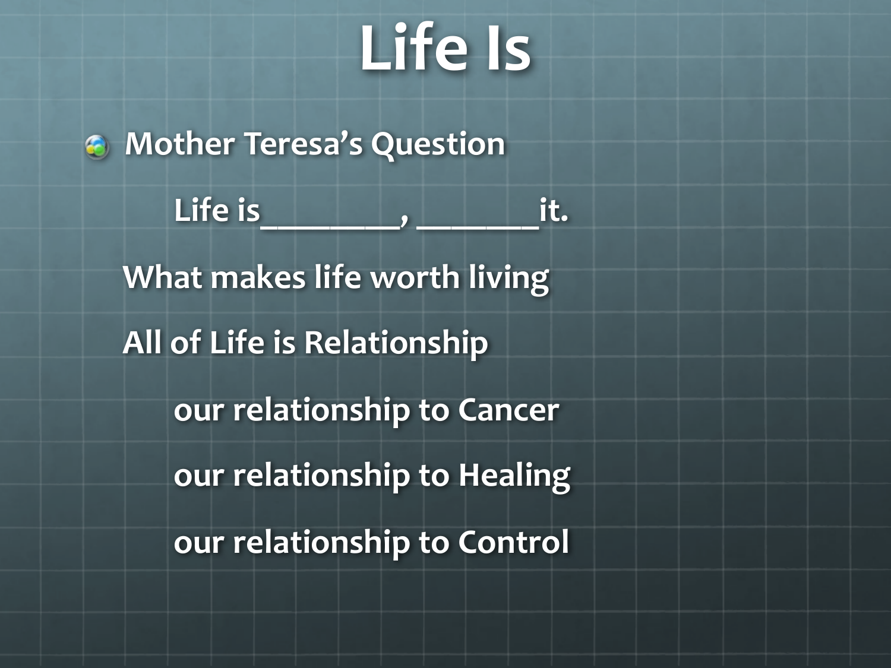# Life Is

- Mother Teresa's Question

    Life is________, _______it.

  What makes life worth living

  All of Life is Relationship

    our relationship to Cancer

    our relationship to Healing

    our relationship to Control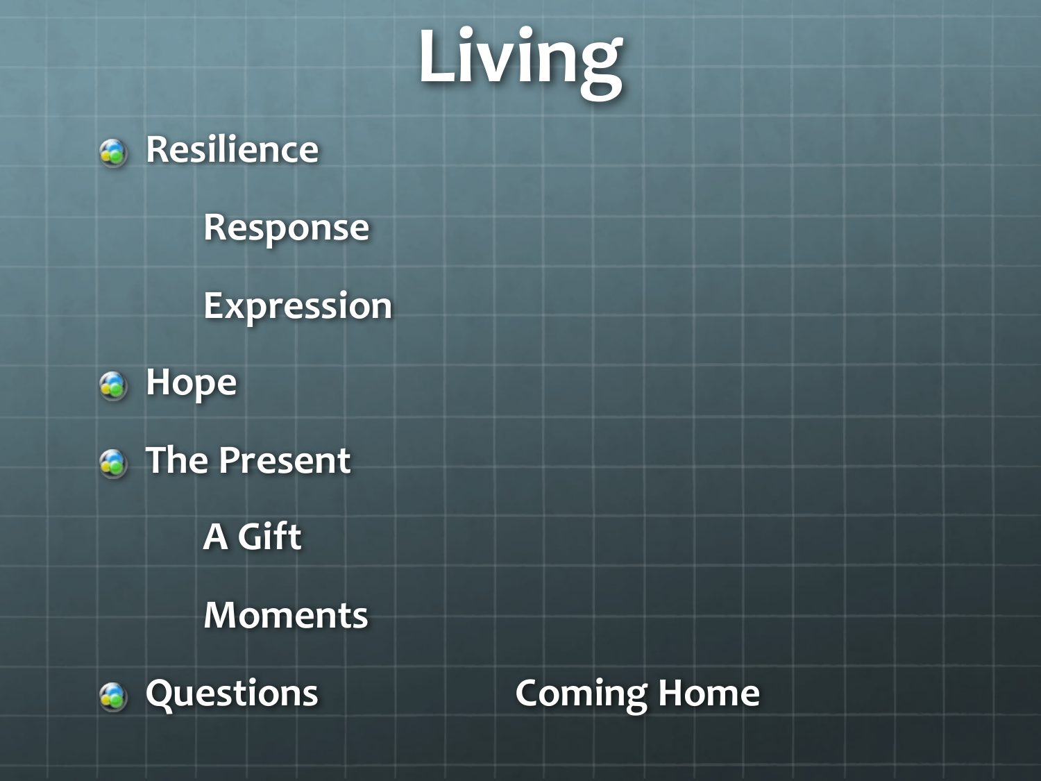# Living

- Resilience
  - Response
  - Expression
- Hope
- The Present
  - A Gift
  - Moments
- Questions

Coming Home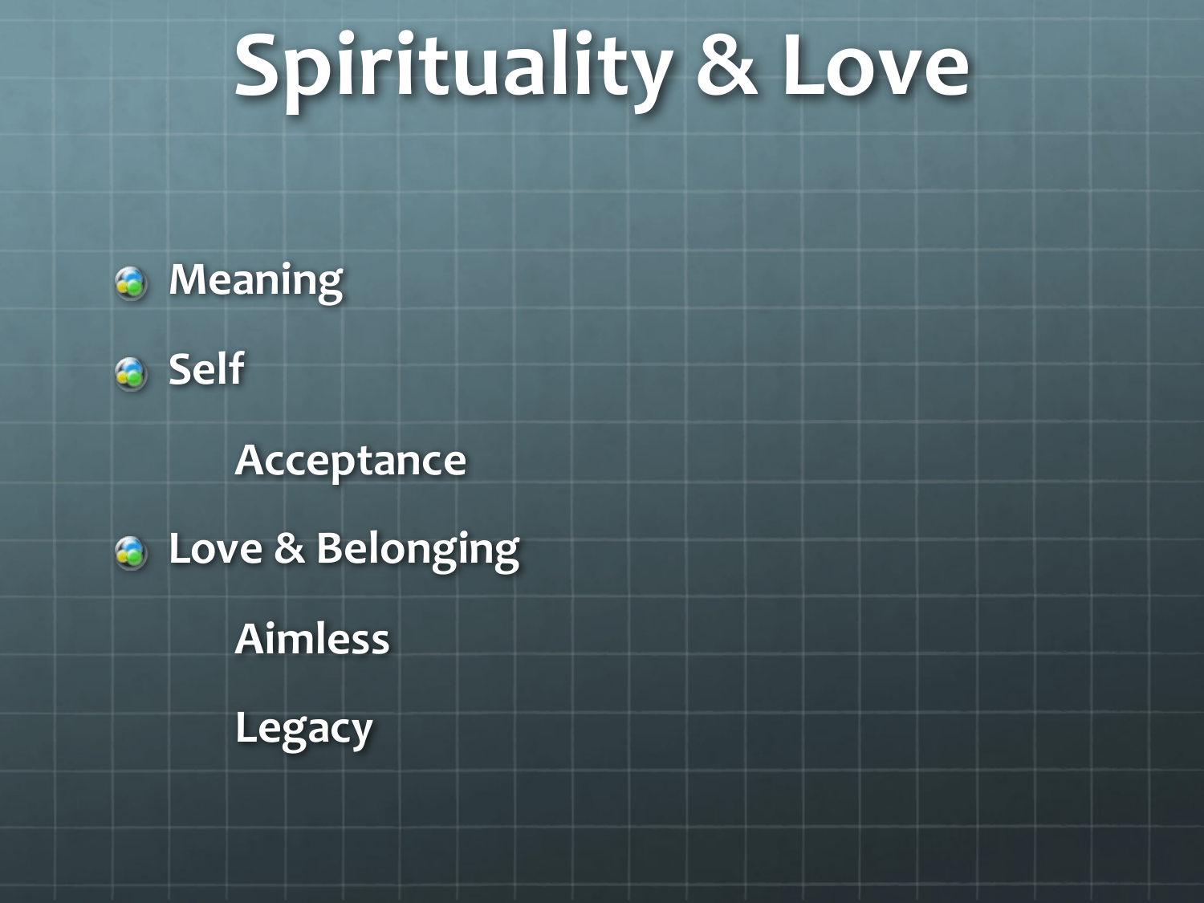# Spirituality & Love

- Meaning
- Self
  - Acceptance
- Love & Belonging
  - Aimless
  - Legacy